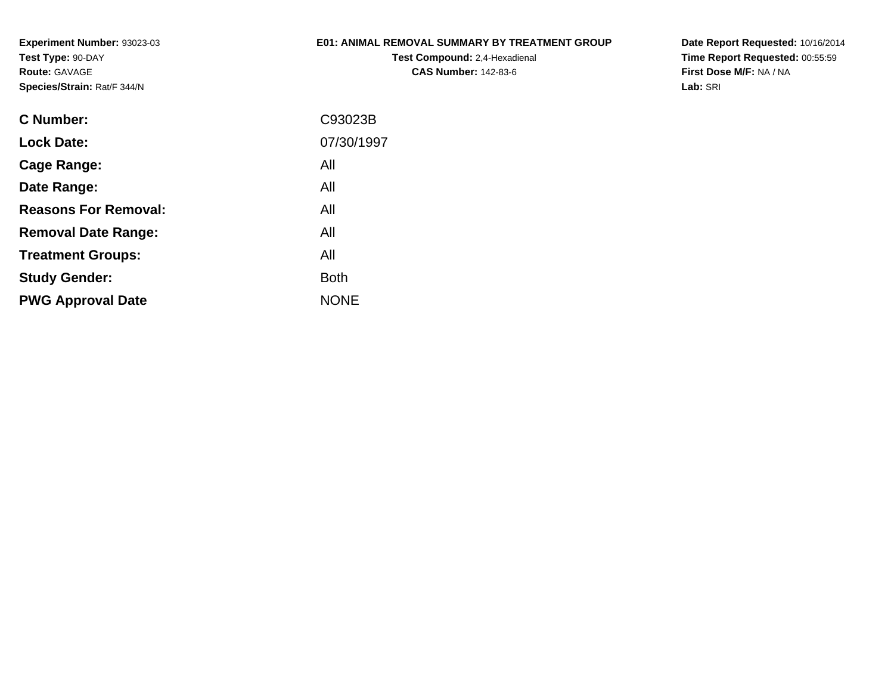**Experiment Number:** 93023-03
**Test Type:** 90-DAY
**Route:** GAVAGE
**Species/Strain:** Rat/F 344/N

**E01: ANIMAL REMOVAL SUMMARY BY TREATMENT GROUP**
**Test Compound:** 2,4-Hexadienal
**CAS Number:** 142-83-6

**Date Report Requested:** 10/16/2014
**Time Report Requested:** 00:55:59
**First Dose M/F:** NA / NA
**Lab:** SRI

| | |
|---|---|
| **C Number:** | C93023B |
| **Lock Date:** | 07/30/1997 |
| **Cage Range:** | All |
| **Date Range:** | All |
| **Reasons For Removal:** | All |
| **Removal Date Range:** | All |
| **Treatment Groups:** | All |
| **Study Gender:** | Both |
| **PWG Approval Date** | NONE |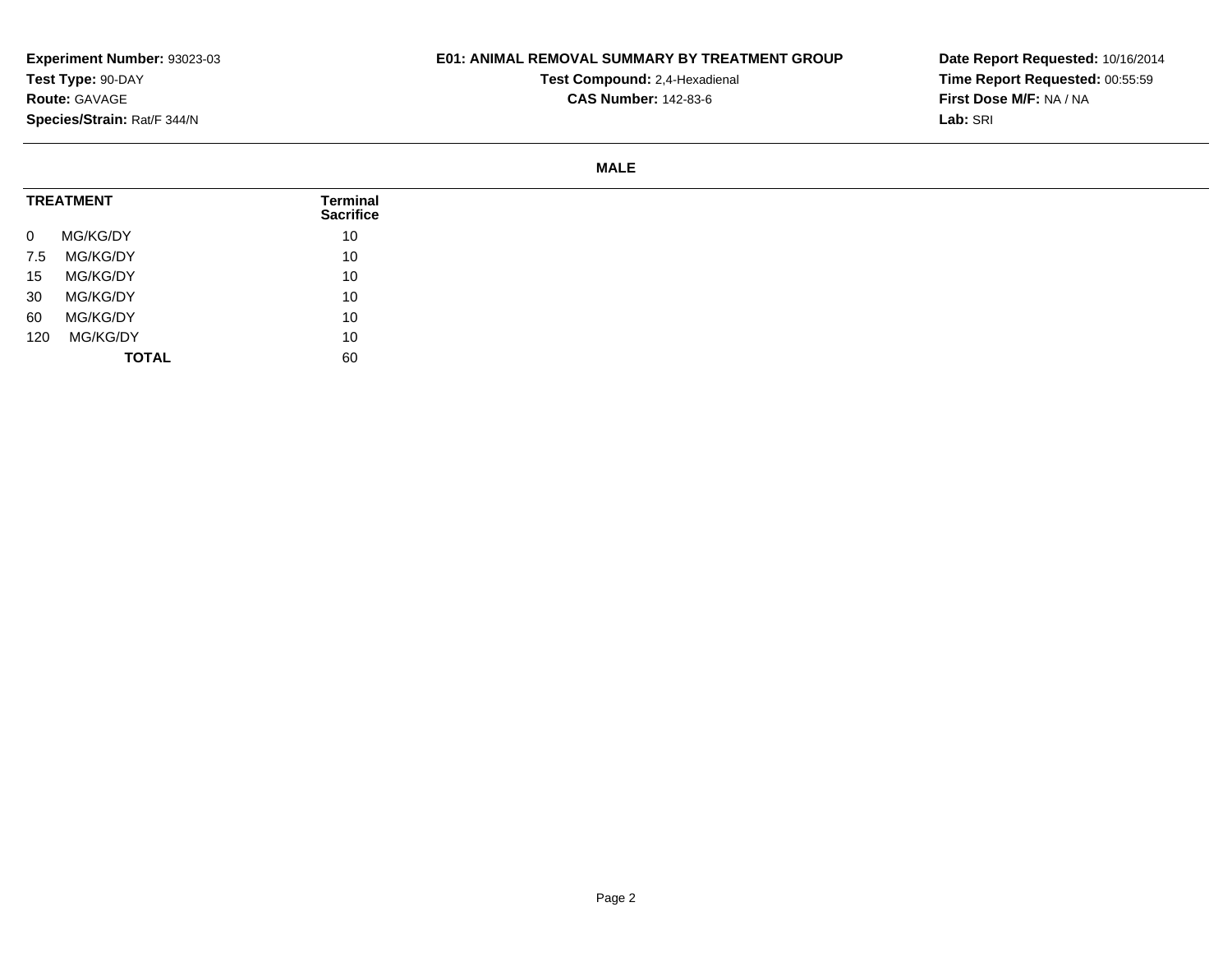**Experiment Number:** 93023-03
**Test Type:** 90-DAY
**Route:** GAVAGE
**Species/Strain:** Rat/F 344/N

**E01: ANIMAL REMOVAL SUMMARY BY TREATMENT GROUP**

**Test Compound:** 2,4-Hexadienal
**CAS Number:** 142-83-6

**Date Report Requested:** 10/16/2014
**Time Report Requested:** 00:55:59
**First Dose M/F:** NA / NA
**Lab:** SRI

## MALE

| TREATMENT | Terminal Sacrifice |
|---|---|
| 0 MG/KG/DY | 10 |
| 7.5 MG/KG/DY | 10 |
| 15 MG/KG/DY | 10 |
| 30 MG/KG/DY | 10 |
| 60 MG/KG/DY | 10 |
| 120 MG/KG/DY | 10 |
| **TOTAL** | 60 |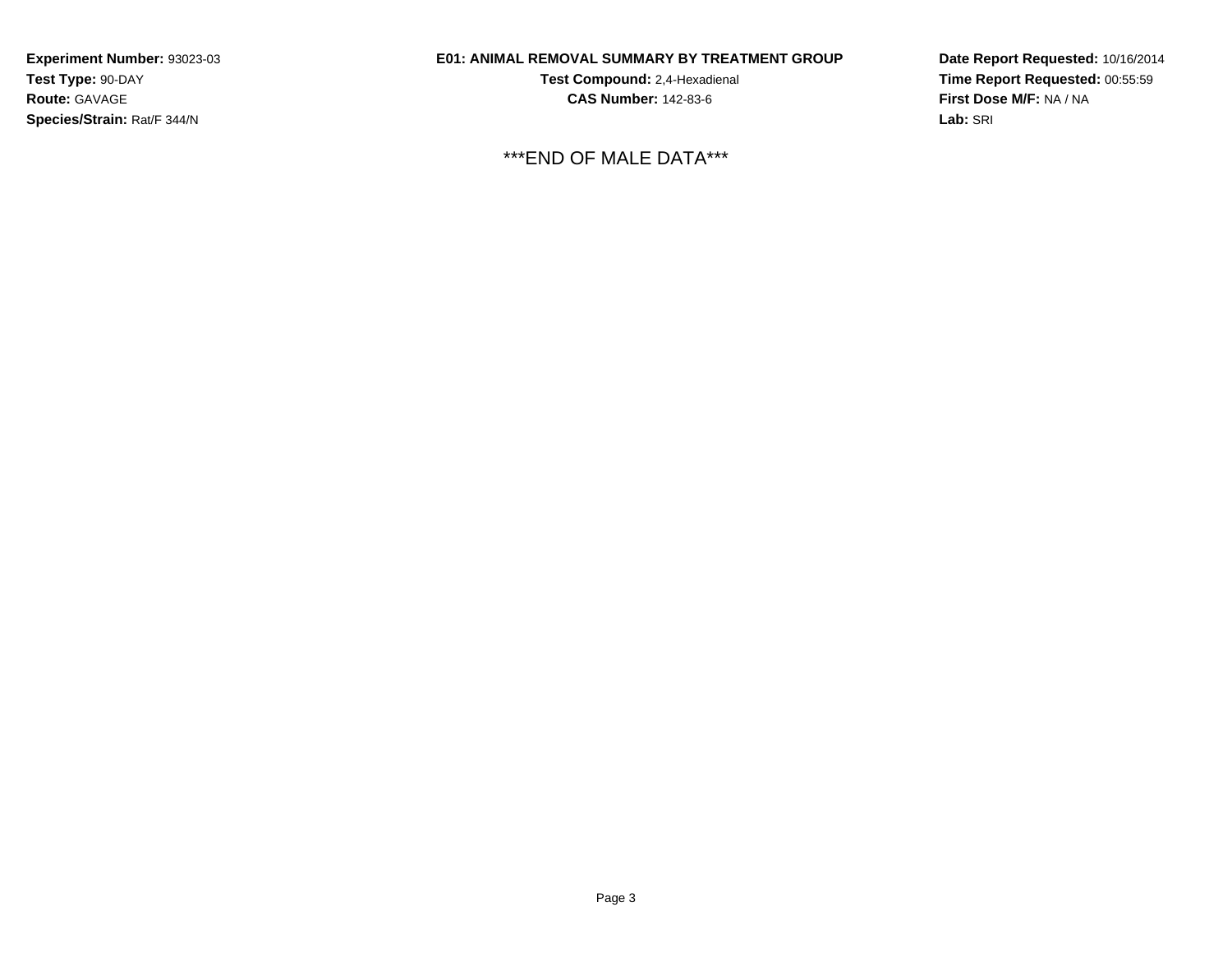**Experiment Number:** 93023-03
**Test Type:** 90-DAY
**Route:** GAVAGE
**Species/Strain:** Rat/F 344/N

**E01: ANIMAL REMOVAL SUMMARY BY TREATMENT GROUP**
**Test Compound:** 2,4-Hexadienal
**CAS Number:** 142-83-6

**Date Report Requested:** 10/16/2014
**Time Report Requested:** 00:55:59
**First Dose M/F:** NA / NA
**Lab:** SRI

***END OF MALE DATA***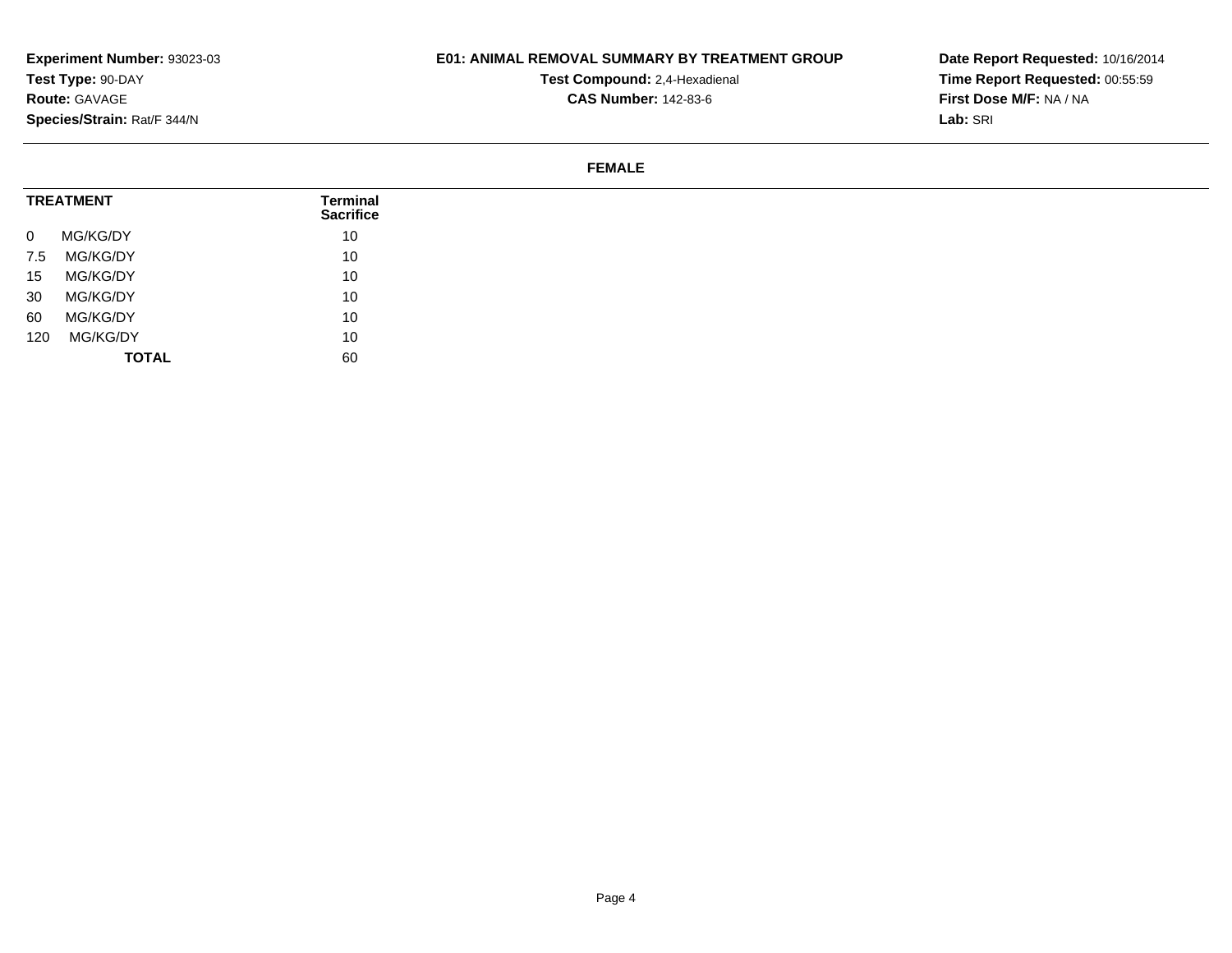**Experiment Number:** 93023-03
**Test Type:** 90-DAY
**Route:** GAVAGE
**Species/Strain:** Rat/F 344/N

**E01: ANIMAL REMOVAL SUMMARY BY TREATMENT GROUP**
**Test Compound:** 2,4-Hexadienal
**CAS Number:** 142-83-6

**Date Report Requested:** 10/16/2014
**Time Report Requested:** 00:55:59
**First Dose M/F:** NA / NA
**Lab:** SRI

**FEMALE**

| TREATMENT | Terminal Sacrifice |
|---|---|
| 0 MG/KG/DY | 10 |
| 7.5 MG/KG/DY | 10 |
| 15 MG/KG/DY | 10 |
| 30 MG/KG/DY | 10 |
| 60 MG/KG/DY | 10 |
| 120 MG/KG/DY | 10 |
| **TOTAL** | 60 |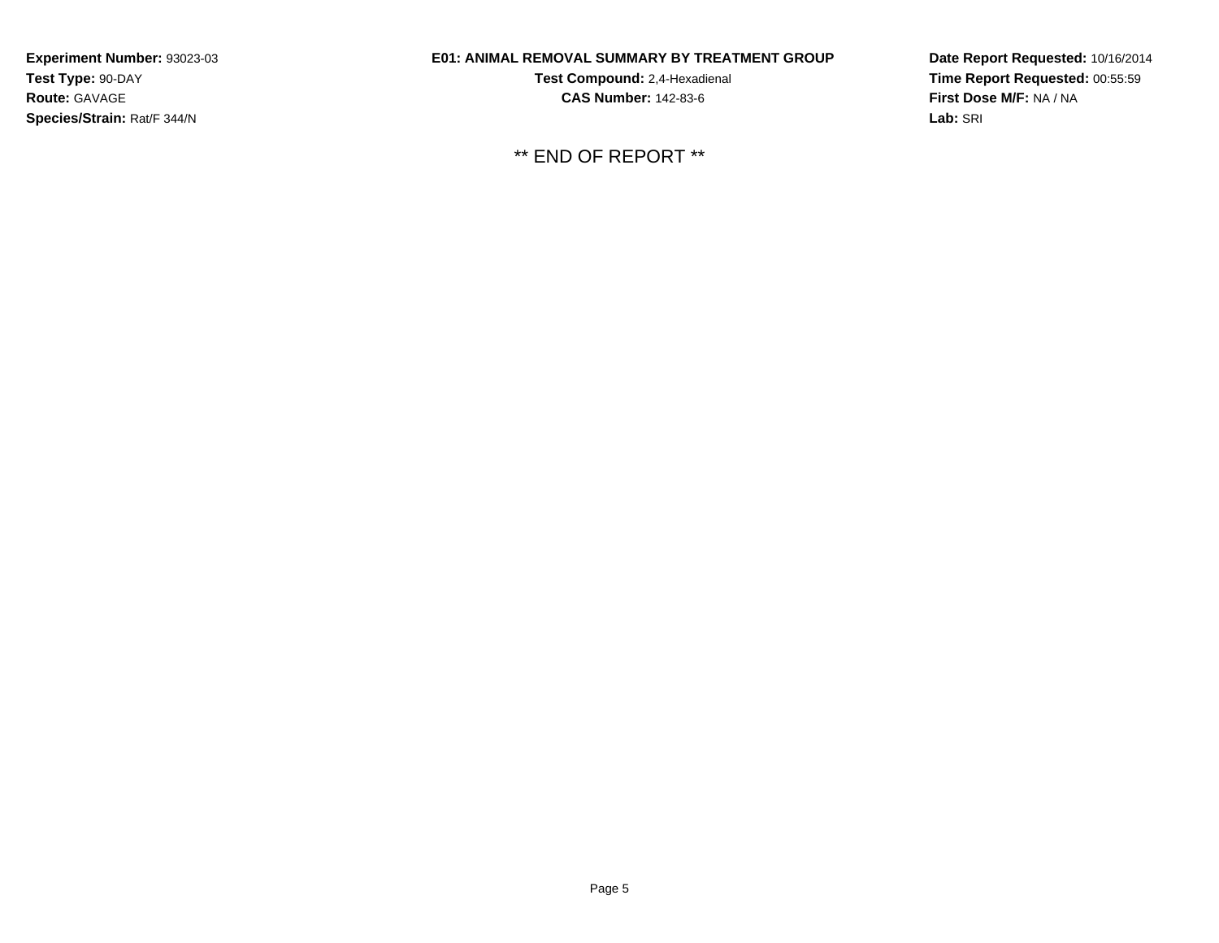**Experiment Number:** 93023-03
**Test Type:** 90-DAY
**Route:** GAVAGE
**Species/Strain:** Rat/F 344/N

**E01: ANIMAL REMOVAL SUMMARY BY TREATMENT GROUP**
**Test Compound:** 2,4-Hexadienal
**CAS Number:** 142-83-6

**Date Report Requested:** 10/16/2014
**Time Report Requested:** 00:55:59
**First Dose M/F:** NA / NA
**Lab:** SRI

** END OF REPORT **